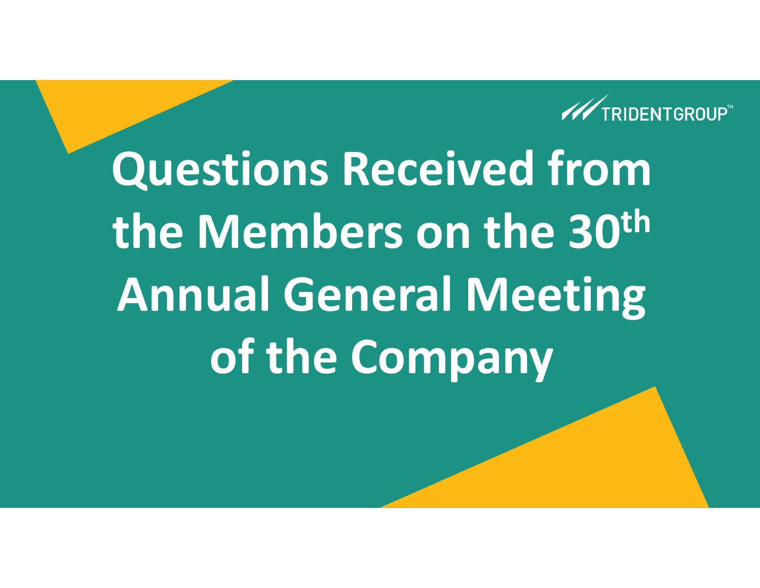TRIDENTGROUP™

# Questions Received from the Members on the 30th Annual General Meeting of the Company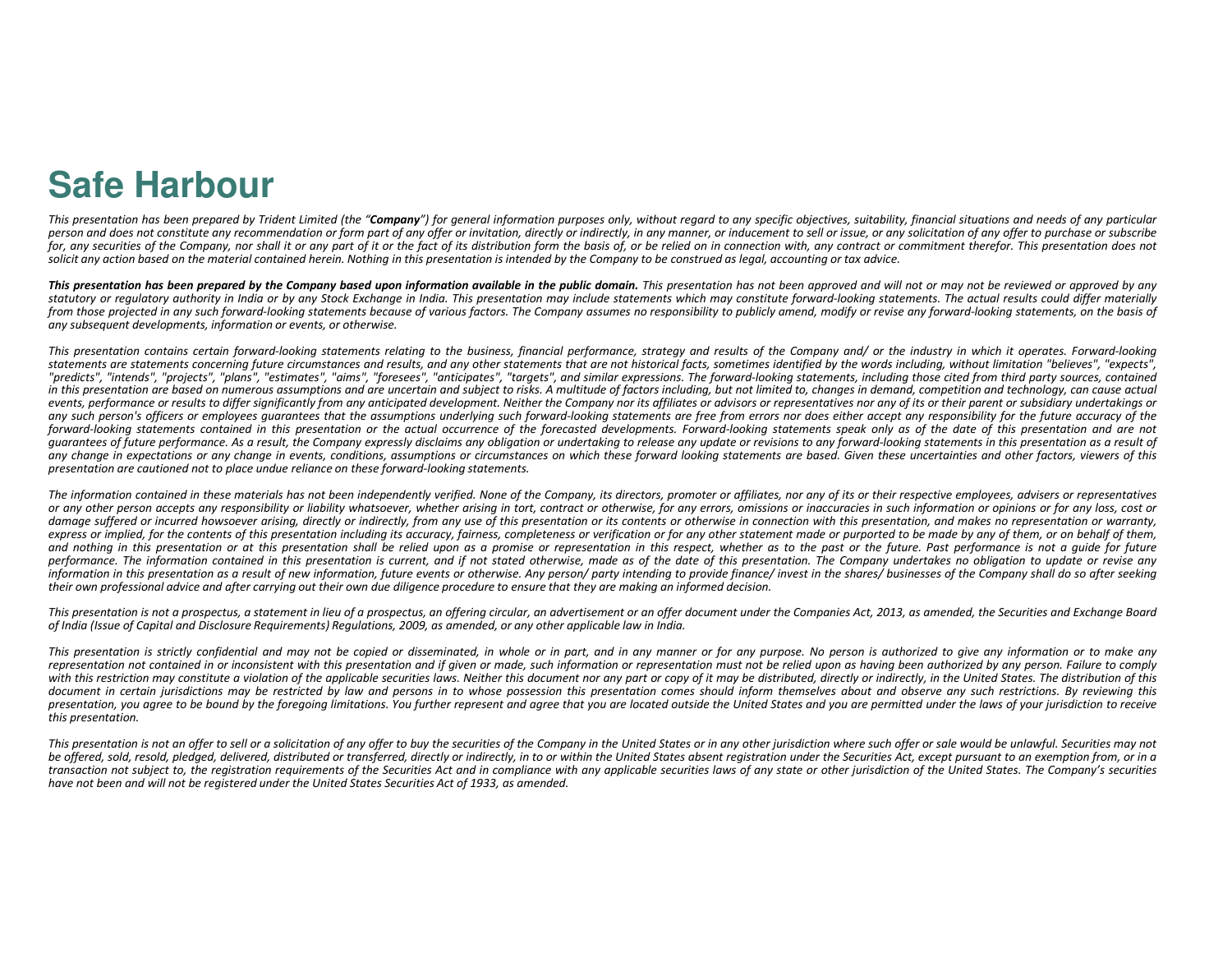# Safe Harbour

*This presentation has been prepared by Trident Limited (the "**Company**") for general information purposes only, without regard to any specific objectives, suitability, financial situations and needs of any particular person and does not constitute any recommendation or form part of any offer or invitation, directly or indirectly, in any manner, or inducement to sell or issue, or any solicitation of any offer to purchase or subscribe for, any securities of the Company, nor shall it or any part of it or the fact of its distribution form the basis of, or be relied on in connection with, any contract or commitment therefor. This presentation does not solicit any action based on the material contained herein. Nothing in this presentation is intended by the Company to be construed as legal, accounting or tax advice.*

***This presentation has been prepared by the Company based upon information available in the public domain.*** *This presentation has not been approved and will not or may not be reviewed or approved by any statutory or regulatory authority in India or by any Stock Exchange in India. This presentation may include statements which may constitute forward-looking statements. The actual results could differ materially from those projected in any such forward-looking statements because of various factors. The Company assumes no responsibility to publicly amend, modify or revise any forward-looking statements, on the basis of any subsequent developments, information or events, or otherwise.*

*This presentation contains certain forward-looking statements relating to the business, financial performance, strategy and results of the Company and/ or the industry in which it operates. Forward-looking statements are statements concerning future circumstances and results, and any other statements that are not historical facts, sometimes identified by the words including, without limitation "believes", "expects", "predicts", "intends", "projects", "plans", "estimates", "aims", "foresees", "anticipates", "targets", and similar expressions. The forward-looking statements, including those cited from third party sources, contained in this presentation are based on numerous assumptions and are uncertain and subject to risks. A multitude of factors including, but not limited to, changes in demand, competition and technology, can cause actual events, performance or results to differ significantly from any anticipated development. Neither the Company nor its affiliates or advisors or representatives nor any of its or their parent or subsidiary undertakings or any such person's officers or employees guarantees that the assumptions underlying such forward-looking statements are free from errors nor does either accept any responsibility for the future accuracy of the forward-looking statements contained in this presentation or the actual occurrence of the forecasted developments. Forward-looking statements speak only as of the date of this presentation and are not guarantees of future performance. As a result, the Company expressly disclaims any obligation or undertaking to release any update or revisions to any forward-looking statements in this presentation as a result of any change in expectations or any change in events, conditions, assumptions or circumstances on which these forward looking statements are based. Given these uncertainties and other factors, viewers of this presentation are cautioned not to place undue reliance on these forward-looking statements.*

*The information contained in these materials has not been independently verified. None of the Company, its directors, promoter or affiliates, nor any of its or their respective employees, advisers or representatives or any other person accepts any responsibility or liability whatsoever, whether arising in tort, contract or otherwise, for any errors, omissions or inaccuracies in such information or opinions or for any loss, cost or damage suffered or incurred howsoever arising, directly or indirectly, from any use of this presentation or its contents or otherwise in connection with this presentation, and makes no representation or warranty, express or implied, for the contents of this presentation including its accuracy, fairness, completeness or verification or for any other statement made or purported to be made by any of them, or on behalf of them, and nothing in this presentation or at this presentation shall be relied upon as a promise or representation in this respect, whether as to the past or the future. Past performance is not a guide for future performance. The information contained in this presentation is current, and if not stated otherwise, made as of the date of this presentation. The Company undertakes no obligation to update or revise any information in this presentation as a result of new information, future events or otherwise. Any person/ party intending to provide finance/ invest in the shares/ businesses of the Company shall do so after seeking their own professional advice and after carrying out their own due diligence procedure to ensure that they are making an informed decision.*

*This presentation is not a prospectus, a statement in lieu of a prospectus, an offering circular, an advertisement or an offer document under the Companies Act, 2013, as amended, the Securities and Exchange Board of India (Issue of Capital and Disclosure Requirements) Regulations, 2009, as amended, or any other applicable law in India.*

*This presentation is strictly confidential and may not be copied or disseminated, in whole or in part, and in any manner or for any purpose. No person is authorized to give any information or to make any representation not contained in or inconsistent with this presentation and if given or made, such information or representation must not be relied upon as having been authorized by any person. Failure to comply with this restriction may constitute a violation of the applicable securities laws. Neither this document nor any part or copy of it may be distributed, directly or indirectly, in the United States. The distribution of this document in certain jurisdictions may be restricted by law and persons in to whose possession this presentation comes should inform themselves about and observe any such restrictions. By reviewing this presentation, you agree to be bound by the foregoing limitations. You further represent and agree that you are located outside the United States and you are permitted under the laws of your jurisdiction to receive this presentation.*

*This presentation is not an offer to sell or a solicitation of any offer to buy the securities of the Company in the United States or in any other jurisdiction where such offer or sale would be unlawful. Securities may not be offered, sold, resold, pledged, delivered, distributed or transferred, directly or indirectly, in to or within the United States absent registration under the Securities Act, except pursuant to an exemption from, or in a transaction not subject to, the registration requirements of the Securities Act and in compliance with any applicable securities laws of any state or other jurisdiction of the United States. The Company's securities have not been and will not be registered under the United States Securities Act of 1933, as amended.*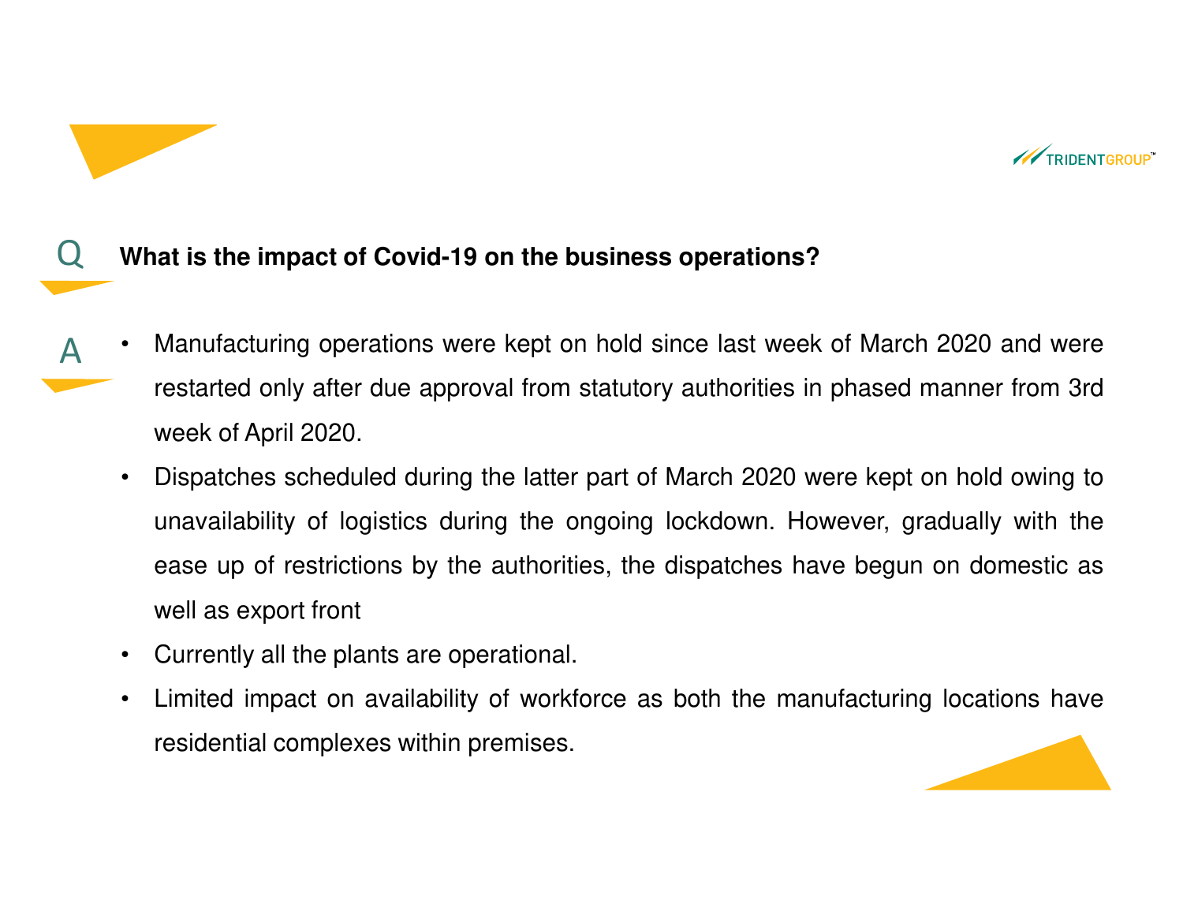**Q** **What is the impact of Covid-19 on the business operations?**

**A**

- Manufacturing operations were kept on hold since last week of March 2020 and were restarted only after due approval from statutory authorities in phased manner from 3rd week of April 2020.
- Dispatches scheduled during the latter part of March 2020 were kept on hold owing to unavailability of logistics during the ongoing lockdown. However, gradually with the ease up of restrictions by the authorities, the dispatches have begun on domestic as well as export front
- Currently all the plants are operational.
- Limited impact on availability of workforce as both the manufacturing locations have residential complexes within premises.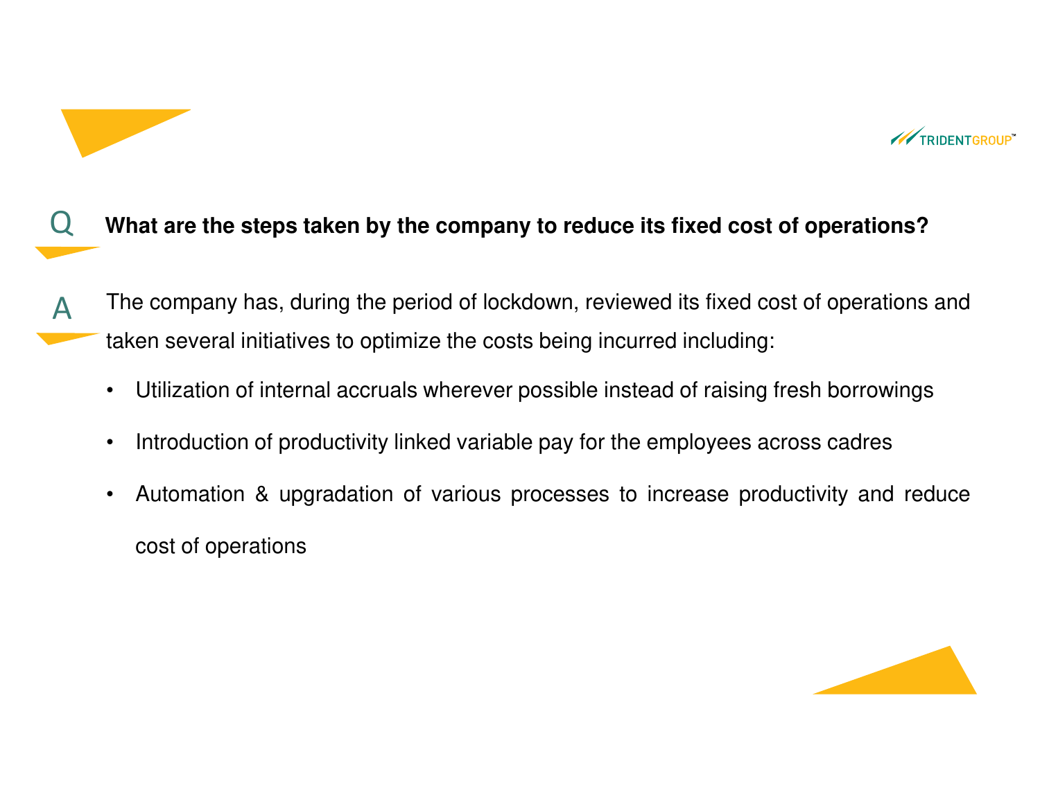**Q** **What are the steps taken by the company to reduce its fixed cost of operations?**

**A** The company has, during the period of lockdown, reviewed its fixed cost of operations and taken several initiatives to optimize the costs being incurred including:

- Utilization of internal accruals wherever possible instead of raising fresh borrowings
- Introduction of productivity linked variable pay for the employees across cadres
- Automation & upgradation of various processes to increase productivity and reduce cost of operations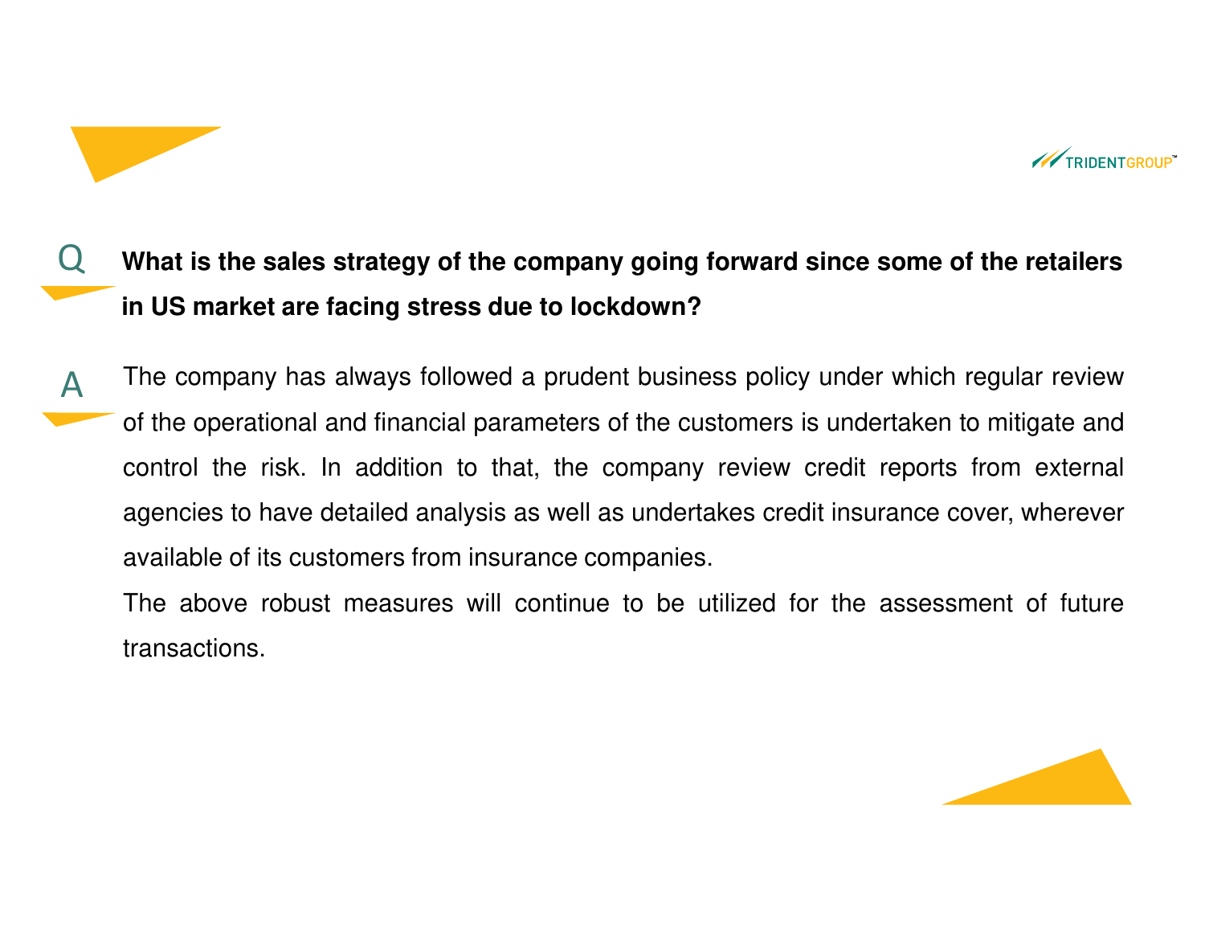**Q** **What is the sales strategy of the company going forward since some of the retailers in US market are facing stress due to lockdown?**

**A** The company has always followed a prudent business policy under which regular review of the operational and financial parameters of the customers is undertaken to mitigate and control the risk. In addition to that, the company review credit reports from external agencies to have detailed analysis as well as undertakes credit insurance cover, wherever available of its customers from insurance companies.

The above robust measures will continue to be utilized for the assessment of future transactions.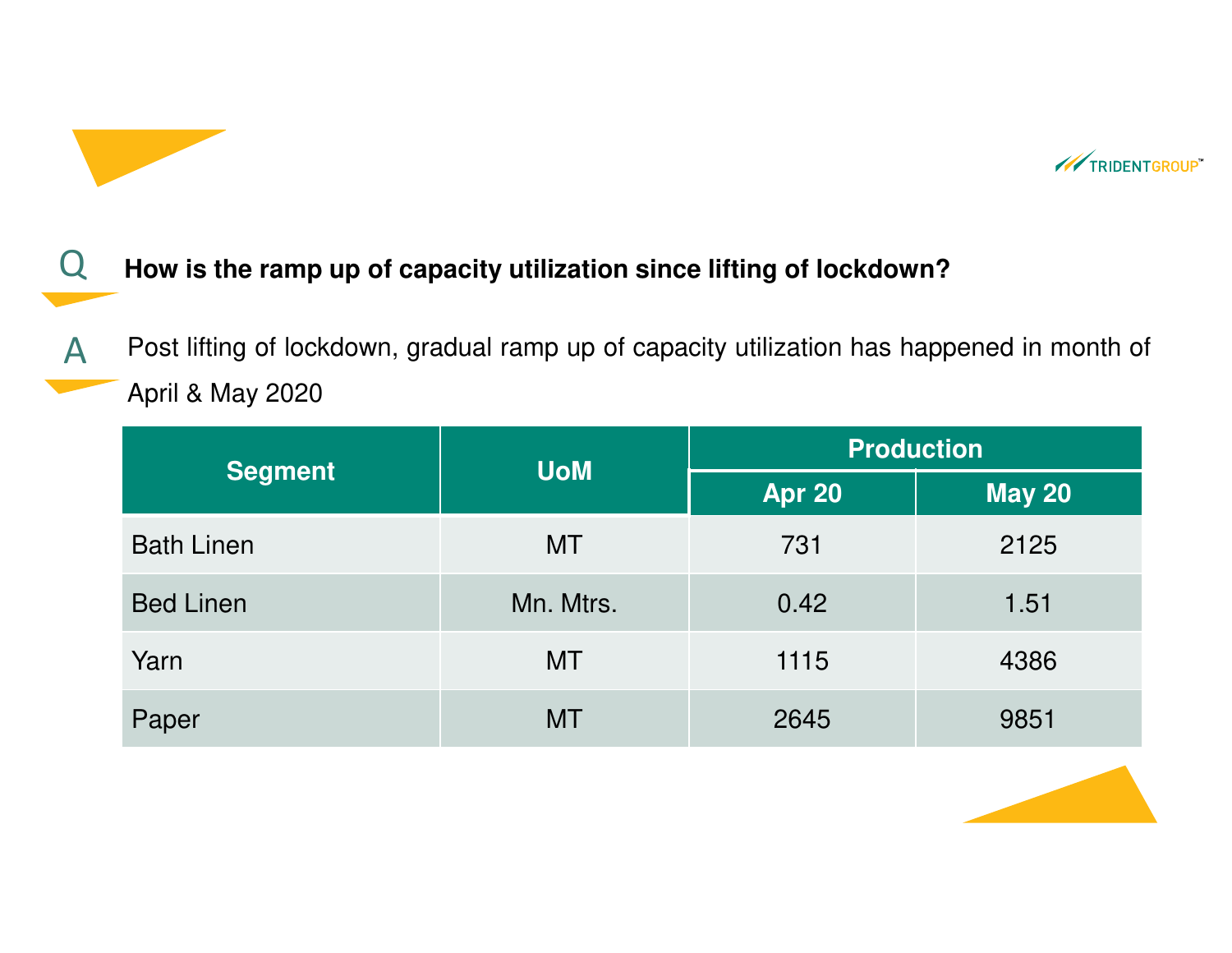**Q** **How is the ramp up of capacity utilization since lifting of lockdown?**

**A** Post lifting of lockdown, gradual ramp up of capacity utilization has happened in month of April & May 2020

| Segment | UoM | Production | |
|---|---|---|---|
| | | Apr 20 | May 20 |
| Bath Linen | MT | 731 | 2125 |
| Bed Linen | Mn. Mtrs. | 0.42 | 1.51 |
| Yarn | MT | 1115 | 4386 |
| Paper | MT | 2645 | 9851 |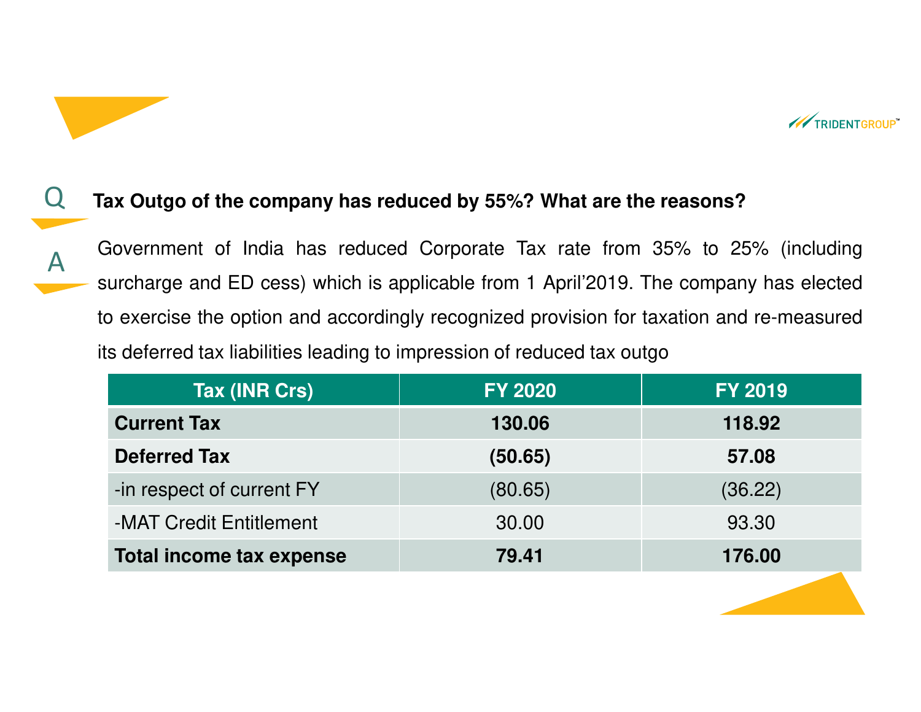**Q** **Tax Outgo of the company has reduced by 55%? What are the reasons?**

**A** Government of India has reduced Corporate Tax rate from 35% to 25% (including surcharge and ED cess) which is applicable from 1 April'2019. The company has elected to exercise the option and accordingly recognized provision for taxation and re-measured its deferred tax liabilities leading to impression of reduced tax outgo

| Tax (INR Crs) | FY 2020 | FY 2019 |
|---|---|---|
| **Current Tax** | **130.06** | **118.92** |
| **Deferred Tax** | **(50.65)** | **57.08** |
| -in respect of current FY | (80.65) | (36.22) |
| -MAT Credit Entitlement | 30.00 | 93.30 |
| **Total income tax expense** | **79.41** | **176.00** |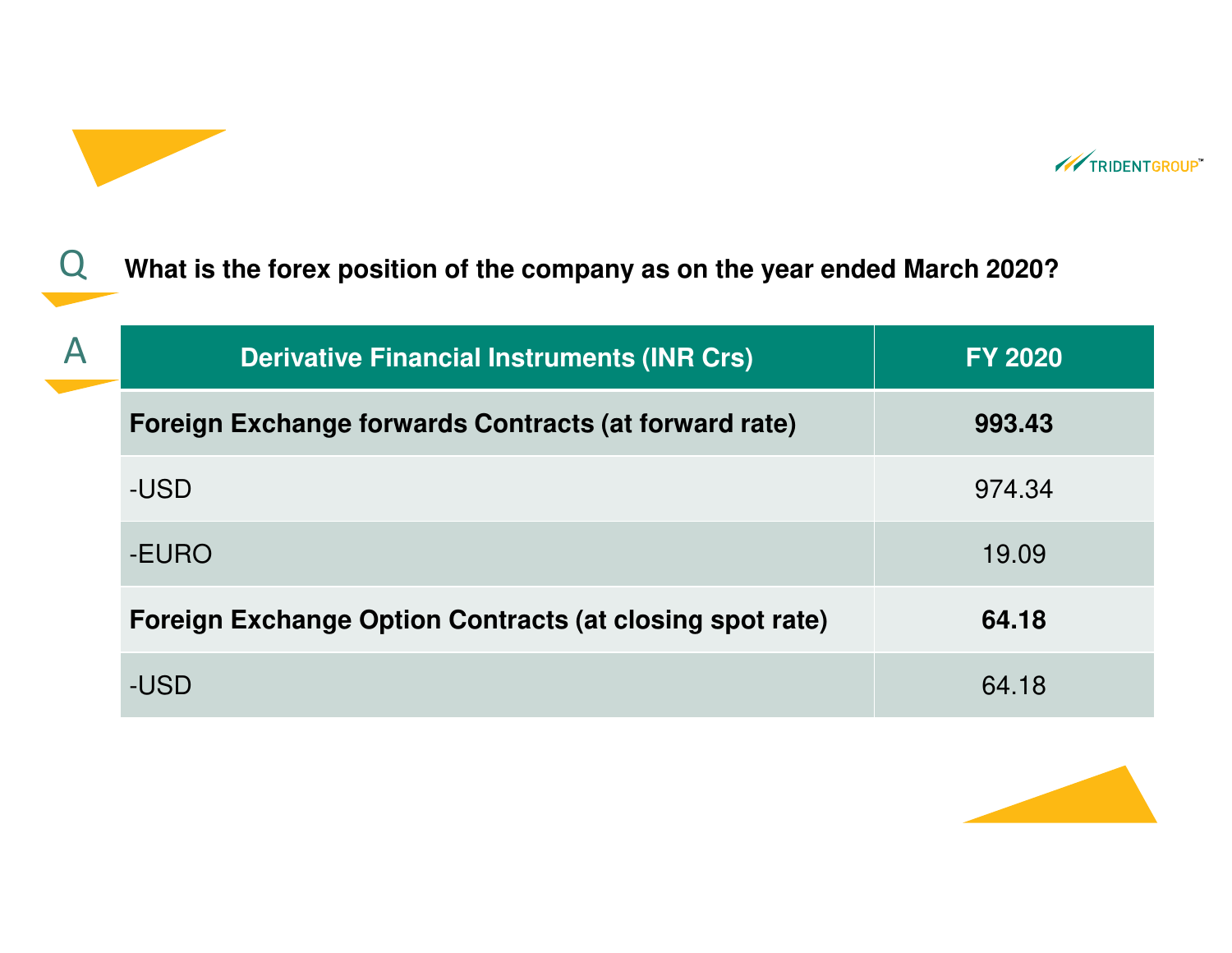**Q** **What is the forex position of the company as on the year ended March 2020?**

**A**

| Derivative Financial Instruments (INR Crs) | FY 2020 |
|---|---|
| **Foreign Exchange forwards Contracts (at forward rate)** | **993.43** |
| -USD | 974.34 |
| -EURO | 19.09 |
| **Foreign Exchange Option Contracts (at closing spot rate)** | **64.18** |
| -USD | 64.18 |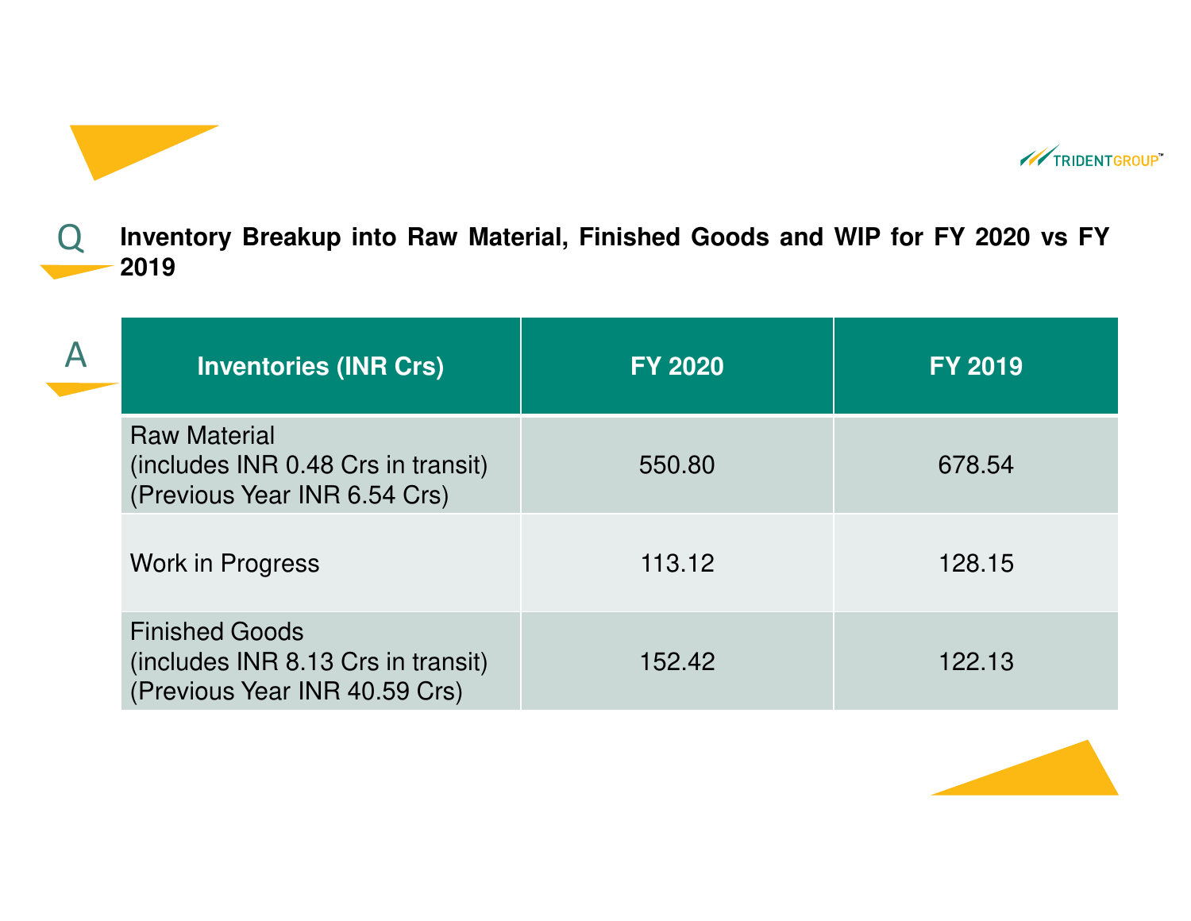**Q** **Inventory Breakup into Raw Material, Finished Goods and WIP for FY 2020 vs FY 2019**

**A**

| Inventories (INR Crs) | FY 2020 | FY 2019 |
|---|---|---|
| Raw Material (includes INR 0.48 Crs in transit) (Previous Year INR 6.54 Crs) | 550.80 | 678.54 |
| Work in Progress | 113.12 | 128.15 |
| Finished Goods (includes INR 8.13 Crs in transit) (Previous Year INR 40.59 Crs) | 152.42 | 122.13 |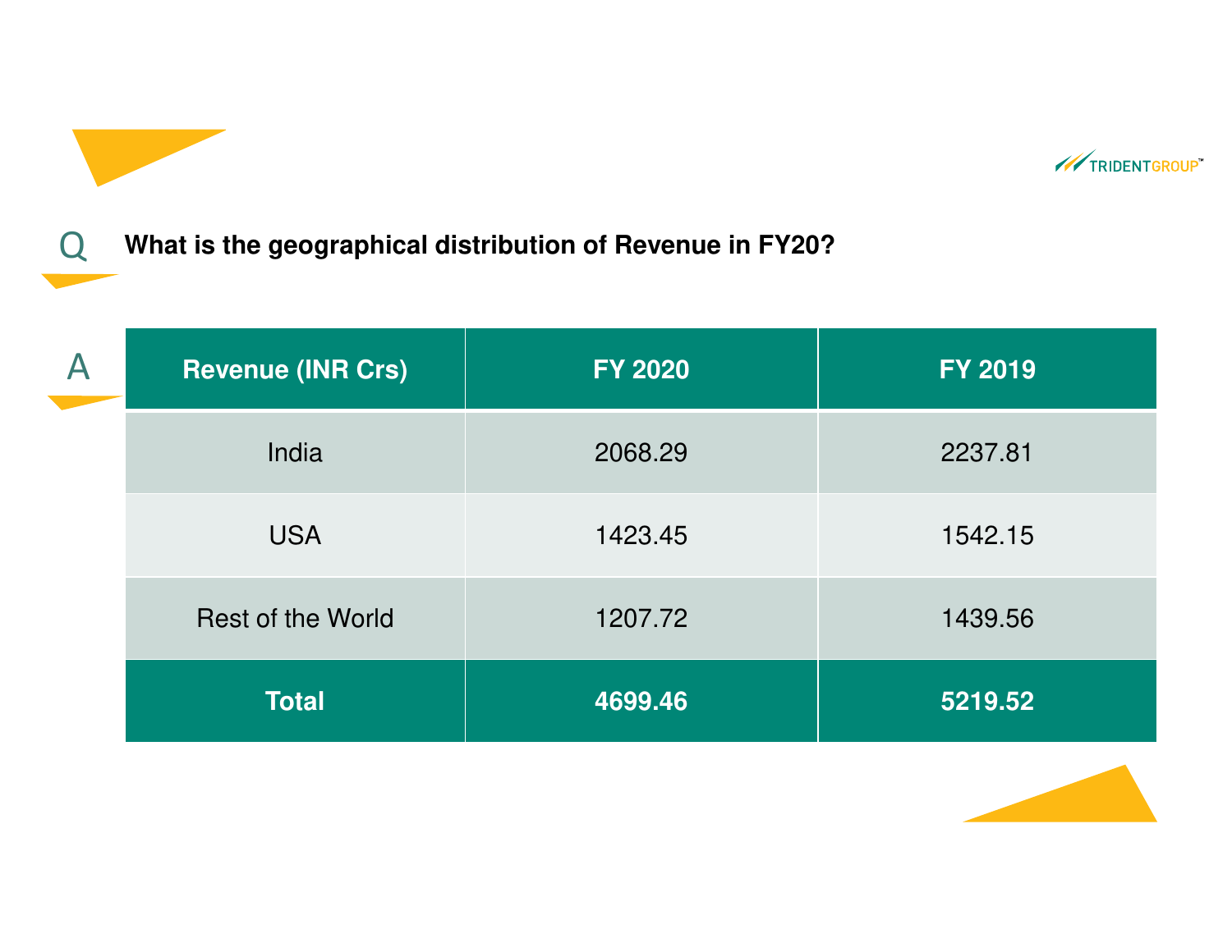**Q** **What is the geographical distribution of Revenue in FY20?**

**A**

| Revenue (INR Crs) | FY 2020 | FY 2019 |
|---|---|---|
| India | 2068.29 | 2237.81 |
| USA | 1423.45 | 1542.15 |
| Rest of the World | 1207.72 | 1439.56 |
| **Total** | **4699.46** | **5219.52** |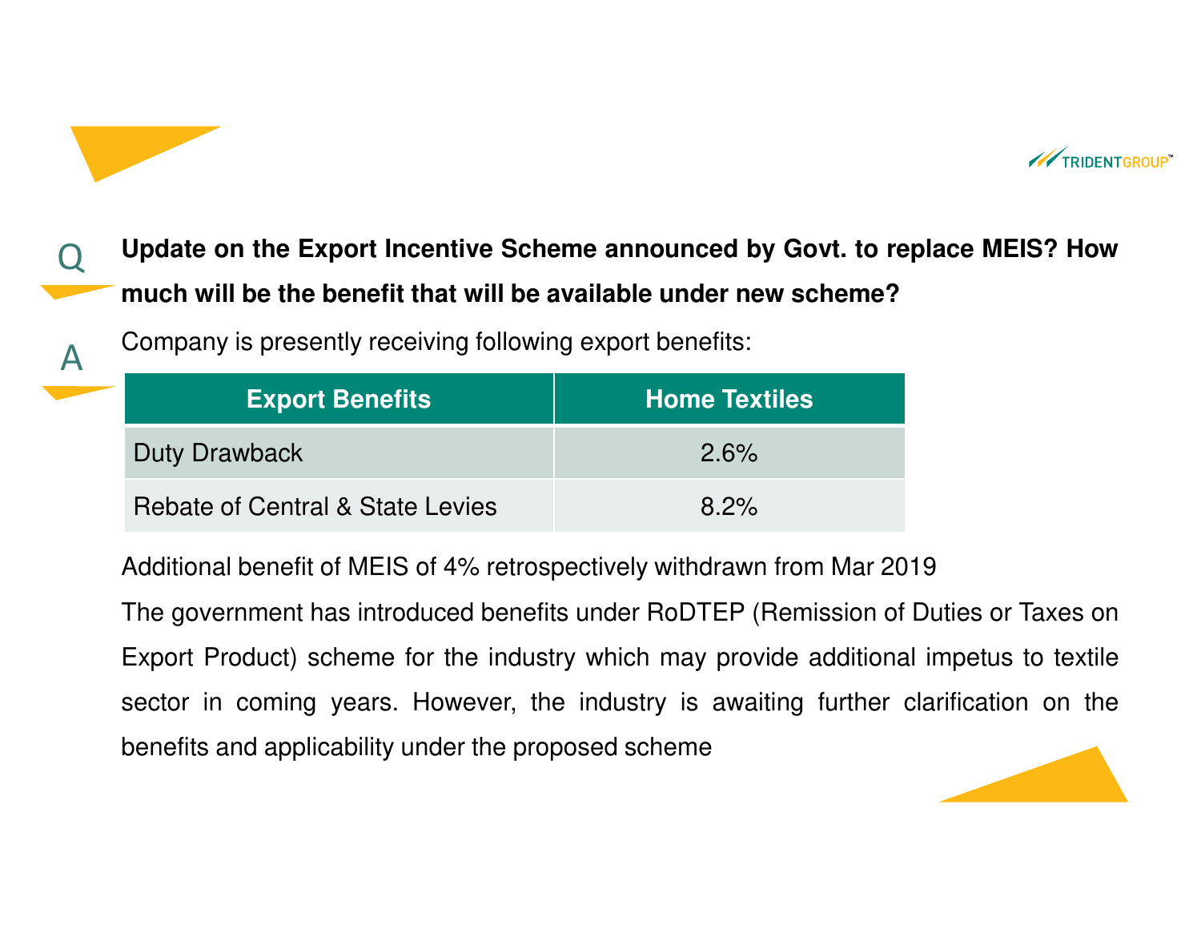**Q** **Update on the Export Incentive Scheme announced by Govt. to replace MEIS? How much will be the benefit that will be available under new scheme?**

**A** Company is presently receiving following export benefits:

| Export Benefits | Home Textiles |
| --- | --- |
| Duty Drawback | 2.6% |
| Rebate of Central & State Levies | 8.2% |

Additional benefit of MEIS of 4% retrospectively withdrawn from Mar 2019

The government has introduced benefits under RoDTEP (Remission of Duties or Taxes on Export Product) scheme for the industry which may provide additional impetus to textile sector in coming years. However, the industry is awaiting further clarification on the benefits and applicability under the proposed scheme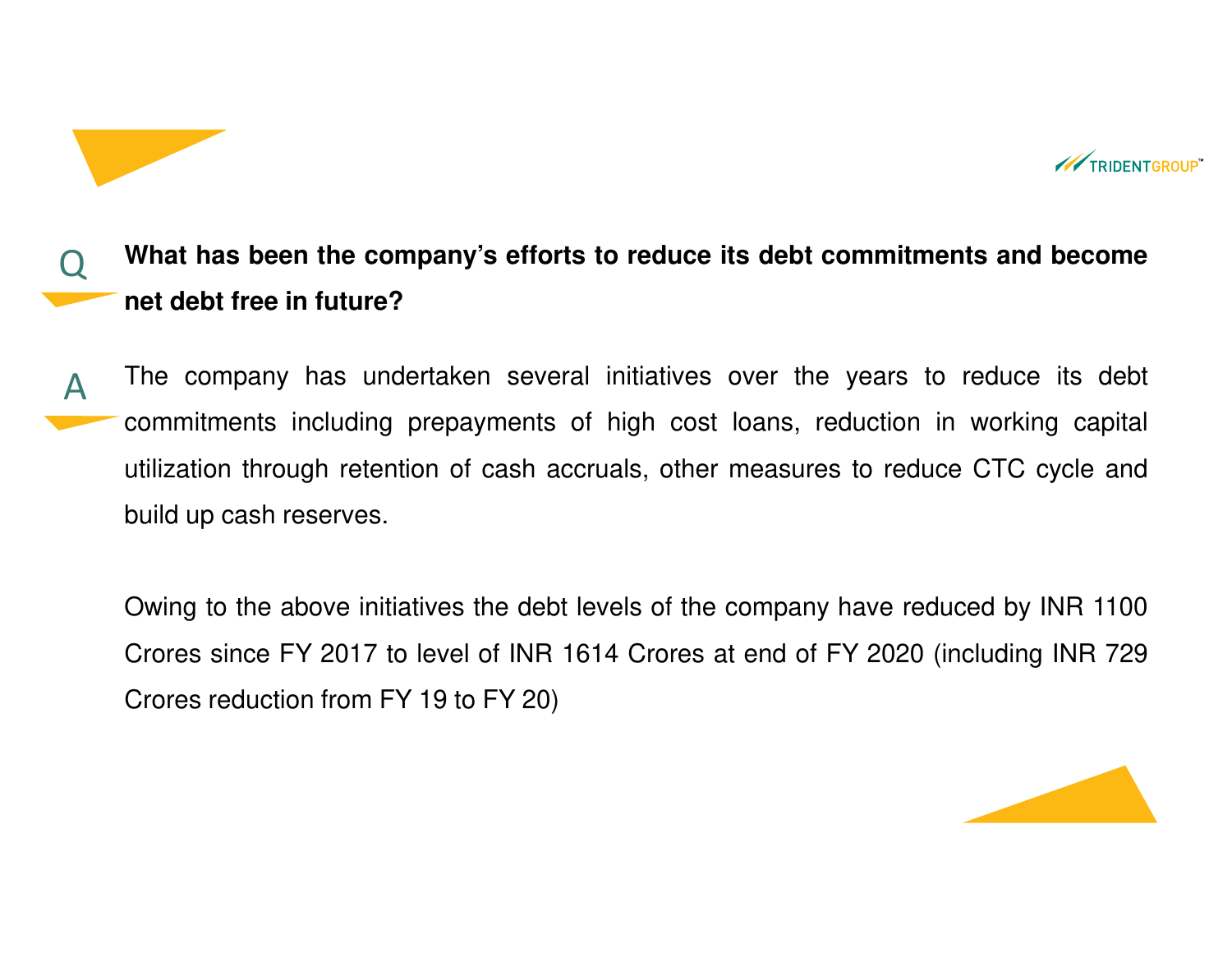Q **What has been the company's efforts to reduce its debt commitments and become net debt free in future?**

A The company has undertaken several initiatives over the years to reduce its debt commitments including prepayments of high cost loans, reduction in working capital utilization through retention of cash accruals, other measures to reduce CTC cycle and build up cash reserves.

Owing to the above initiatives the debt levels of the company have reduced by INR 1100 Crores since FY 2017 to level of INR 1614 Crores at end of FY 2020 (including INR 729 Crores reduction from FY 19 to FY 20)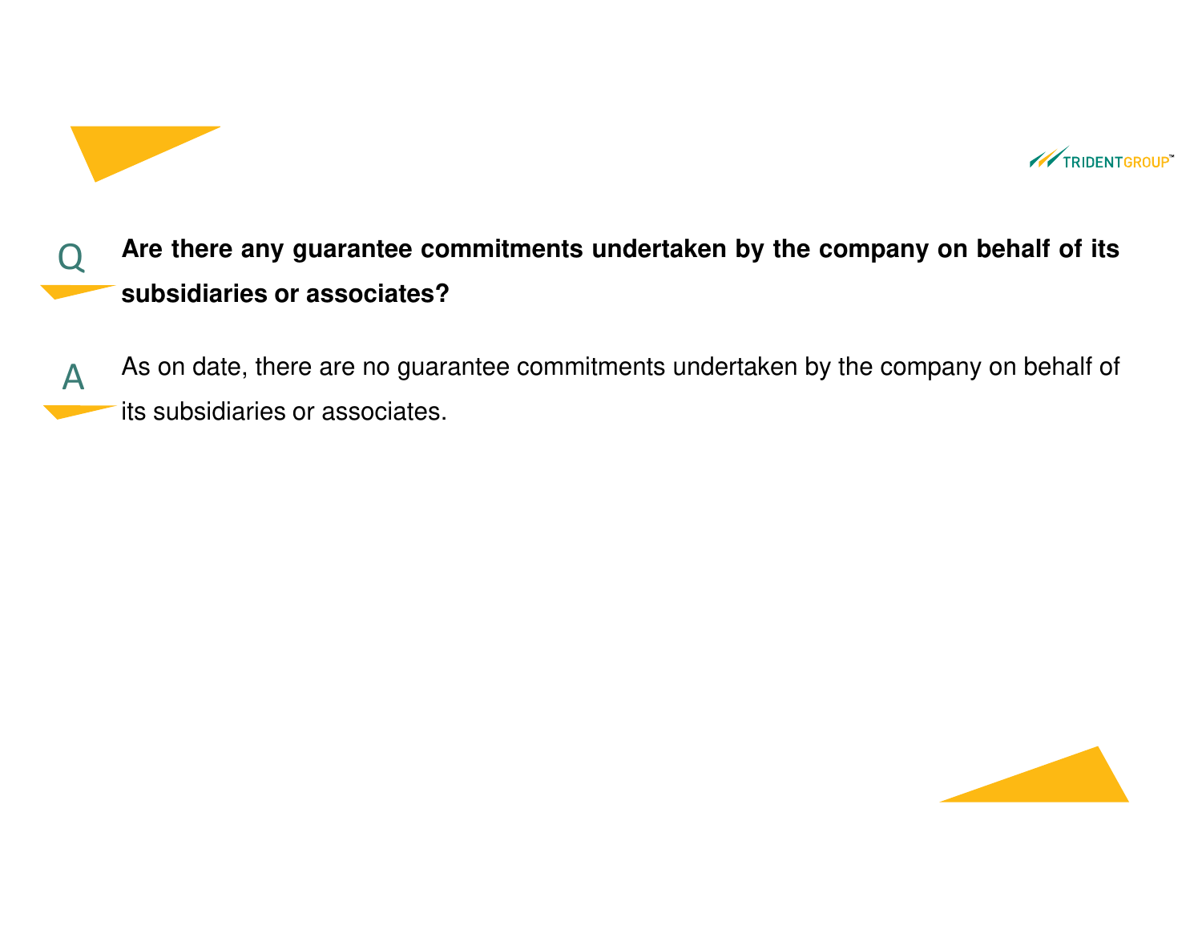Q **Are there any guarantee commitments undertaken by the company on behalf of its subsidiaries or associates?**

A As on date, there are no guarantee commitments undertaken by the company on behalf of its subsidiaries or associates.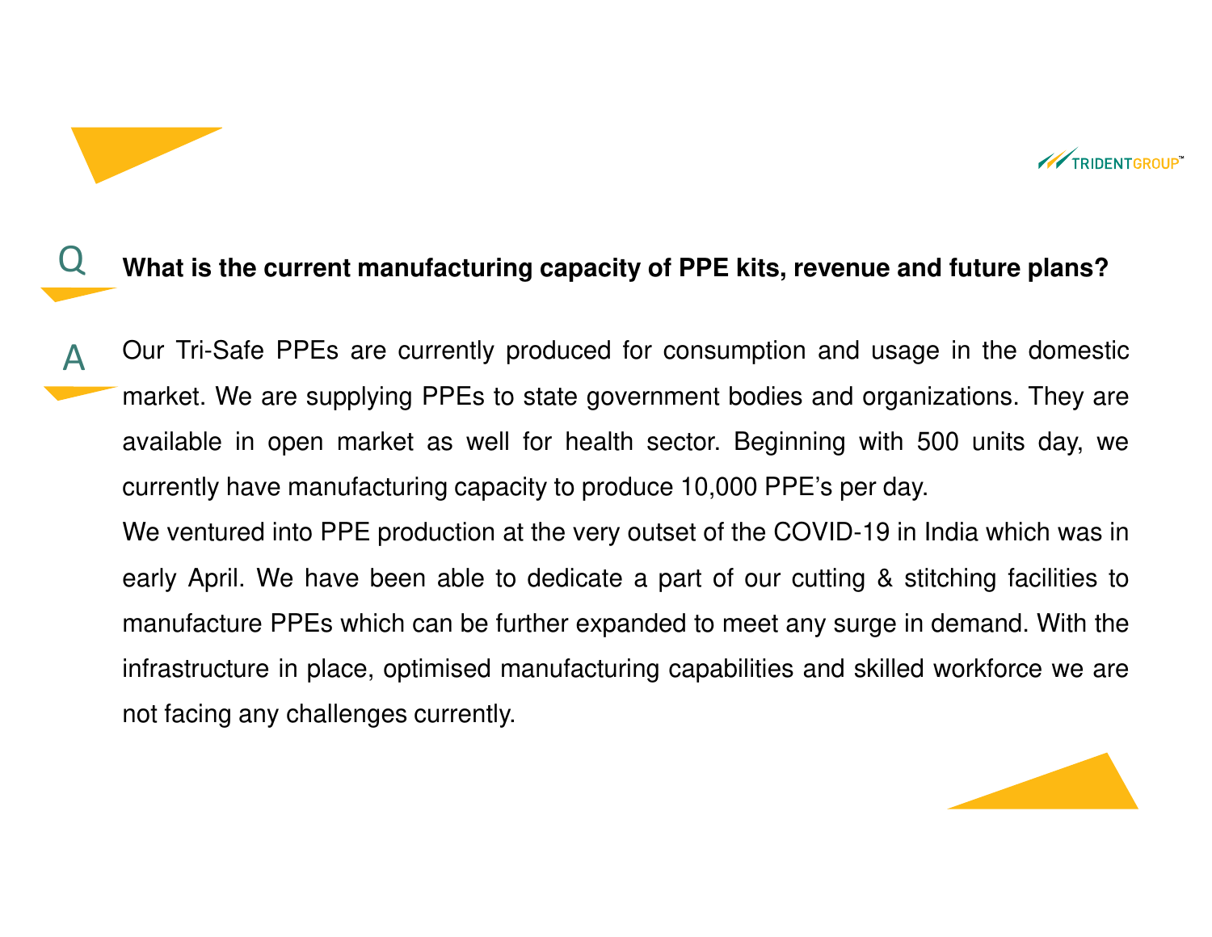Q **What is the current manufacturing capacity of PPE kits, revenue and future plans?**

A Our Tri-Safe PPEs are currently produced for consumption and usage in the domestic market. We are supplying PPEs to state government bodies and organizations. They are available in open market as well for health sector. Beginning with 500 units day, we currently have manufacturing capacity to produce 10,000 PPE's per day.

We ventured into PPE production at the very outset of the COVID-19 in India which was in early April. We have been able to dedicate a part of our cutting & stitching facilities to manufacture PPEs which can be further expanded to meet any surge in demand. With the infrastructure in place, optimised manufacturing capabilities and skilled workforce we are not facing any challenges currently.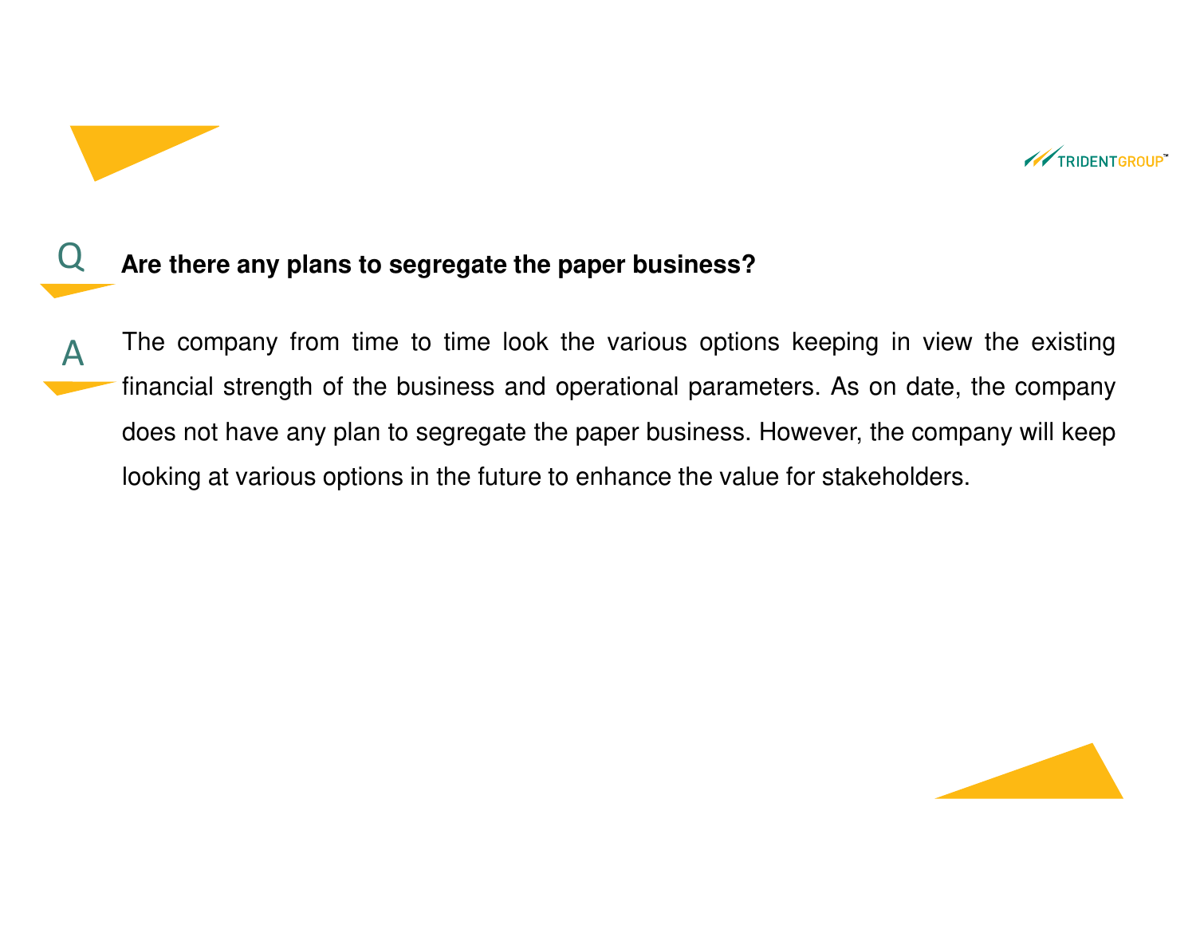**Q** **Are there any plans to segregate the paper business?**

**A** The company from time to time look the various options keeping in view the existing financial strength of the business and operational parameters. As on date, the company does not have any plan to segregate the paper business. However, the company will keep looking at various options in the future to enhance the value for stakeholders.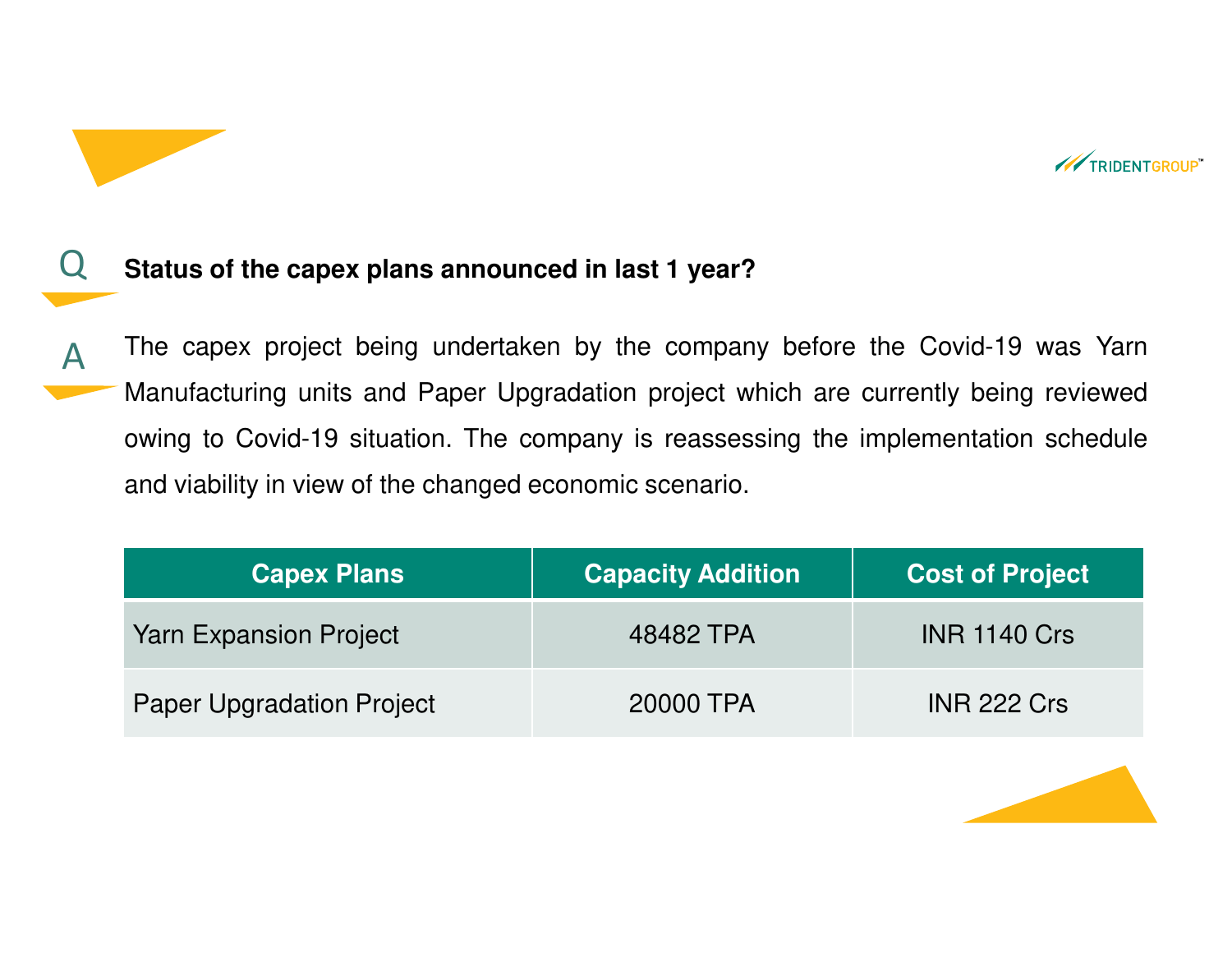**Q** **Status of the capex plans announced in last 1 year?**

**A** The capex project being undertaken by the company before the Covid-19 was Yarn Manufacturing units and Paper Upgradation project which are currently being reviewed owing to Covid-19 situation. The company is reassessing the implementation schedule and viability in view of the changed economic scenario.

| Capex Plans | Capacity Addition | Cost of Project |
|---|---|---|
| Yarn Expansion Project | 48482 TPA | INR 1140 Crs |
| Paper Upgradation Project | 20000 TPA | INR 222 Crs |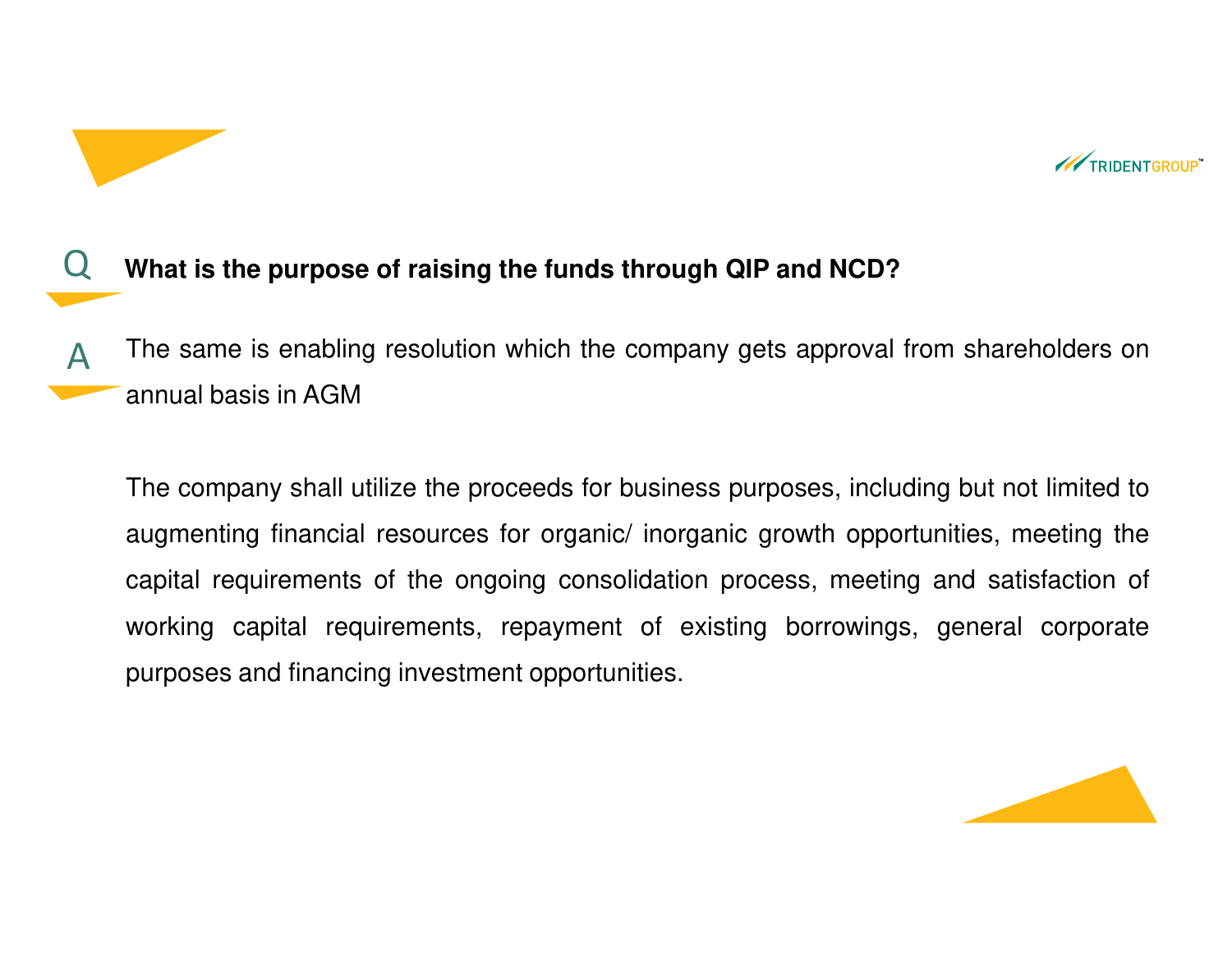**Q** **What is the purpose of raising the funds through QIP and NCD?**

**A** The same is enabling resolution which the company gets approval from shareholders on annual basis in AGM

The company shall utilize the proceeds for business purposes, including but not limited to augmenting financial resources for organic/ inorganic growth opportunities, meeting the capital requirements of the ongoing consolidation process, meeting and satisfaction of working capital requirements, repayment of existing borrowings, general corporate purposes and financing investment opportunities.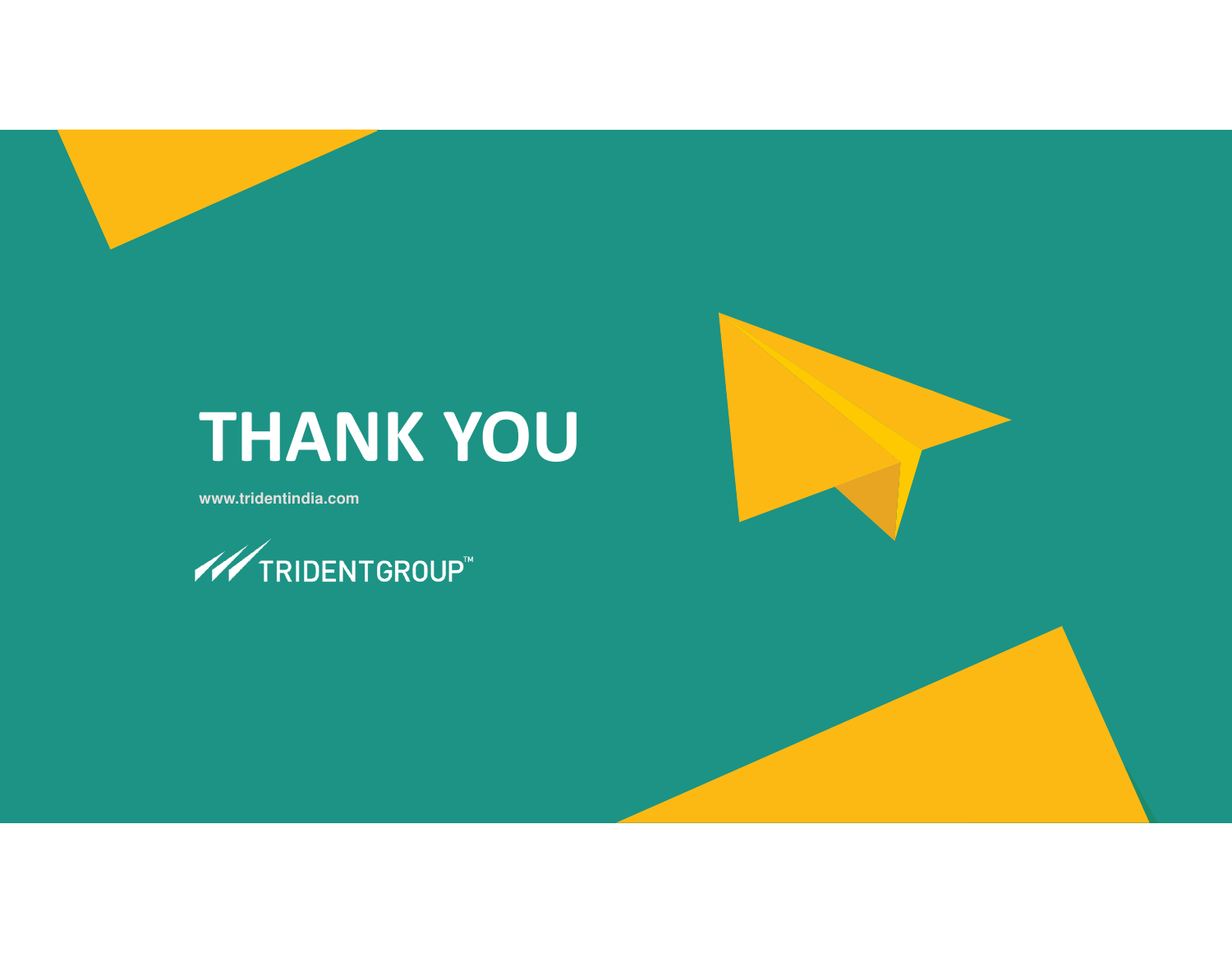# THANK YOU

www.tridentindia.com

TRIDENTGROUP™